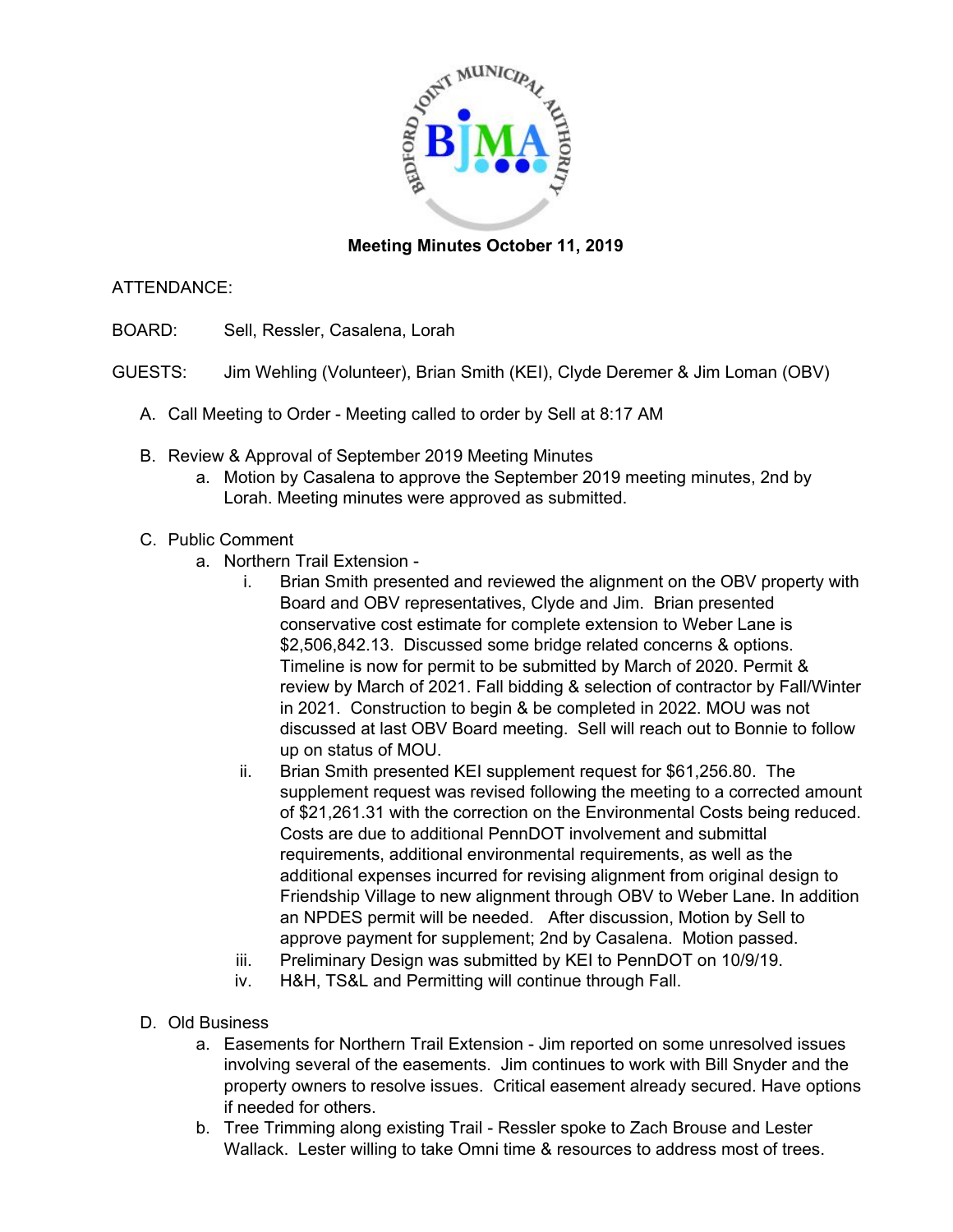**Meeting Minutes October 11, 2019**

ATTENDANCE:

BOARD: Sell, Ressler, Casalena, Lorah

GUESTS: Jim Wehling (Volunteer), Brian Smith (KEI), Clyde Deremer & Jim Loman (OBV)

A. Call Meeting to Order - Meeting called to order by Sell at 8:17 AM

B. Review & Approval of September 2019 Meeting Minutes
   a. Motion by Casalena to approve the September 2019 meeting minutes, 2nd by Lorah. Meeting minutes were approved as submitted.

C. Public Comment
   a. Northern Trail Extension -
      i. Brian Smith presented and reviewed the alignment on the OBV property with Board and OBV representatives, Clyde and Jim. Brian presented conservative cost estimate for complete extension to Weber Lane is $2,506,842.13. Discussed some bridge related concerns & options. Timeline is now for permit to be submitted by March of 2020. Permit & review by March of 2021. Fall bidding & selection of contractor by Fall/Winter in 2021. Construction to begin & be completed in 2022. MOU was not discussed at last OBV Board meeting. Sell will reach out to Bonnie to follow up on status of MOU.
      ii. Brian Smith presented KEI supplement request for $61,256.80. The supplement request was revised following the meeting to a corrected amount of $21,261.31 with the correction on the Environmental Costs being reduced. Costs are due to additional PennDOT involvement and submittal requirements, additional environmental requirements, as well as the additional expenses incurred for revising alignment from original design to Friendship Village to new alignment through OBV to Weber Lane. In addition an NPDES permit will be needed. After discussion, Motion by Sell to approve payment for supplement; 2nd by Casalena. Motion passed.
      iii. Preliminary Design was submitted by KEI to PennDOT on 10/9/19.
      iv. H&H, TS&L and Permitting will continue through Fall.

D. Old Business
   a. Easements for Northern Trail Extension - Jim reported on some unresolved issues involving several of the easements. Jim continues to work with Bill Snyder and the property owners to resolve issues. Critical easement already secured. Have options if needed for others.
   b. Tree Trimming along existing Trail - Ressler spoke to Zach Brouse and Lester Wallack. Lester willing to take Omni time & resources to address most of trees.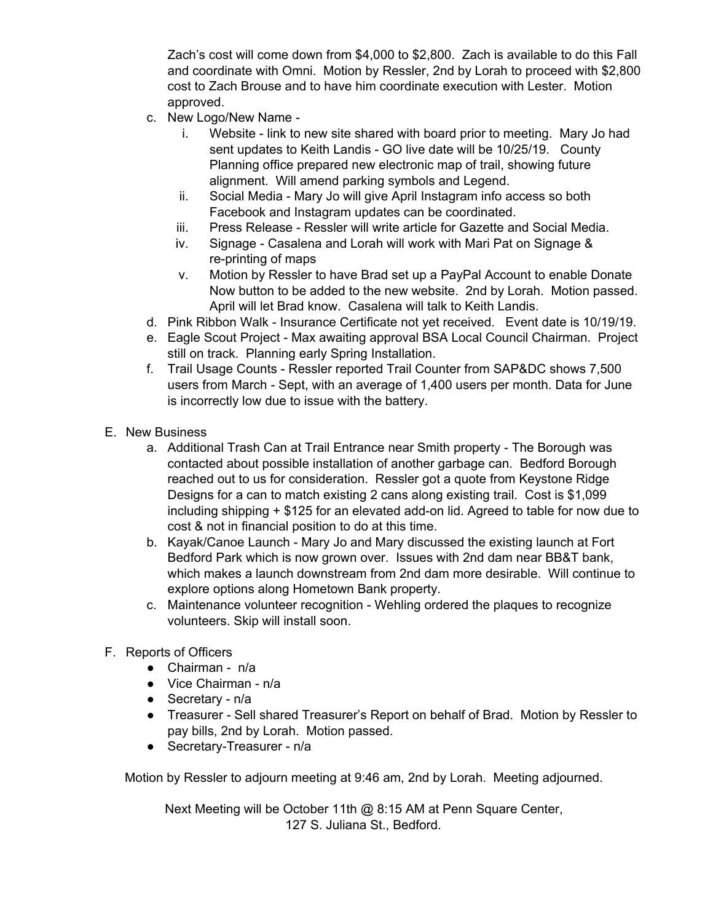Zach's cost will come down from $4,000 to $2,800. Zach is available to do this Fall and coordinate with Omni. Motion by Ressler, 2nd by Lorah to proceed with $2,800 cost to Zach Brouse and to have him coordinate execution with Lester. Motion approved.

c. New Logo/New Name -
   i. Website - link to new site shared with board prior to meeting. Mary Jo had sent updates to Keith Landis - GO live date will be 10/25/19. County Planning office prepared new electronic map of trail, showing future alignment. Will amend parking symbols and Legend.
   ii. Social Media - Mary Jo will give April Instagram info access so both Facebook and Instagram updates can be coordinated.
   iii. Press Release - Ressler will write article for Gazette and Social Media.
   iv. Signage - Casalena and Lorah will work with Mari Pat on Signage & re-printing of maps
   v. Motion by Ressler to have Brad set up a PayPal Account to enable Donate Now button to be added to the new website. 2nd by Lorah. Motion passed. April will let Brad know. Casalena will talk to Keith Landis.

d. Pink Ribbon Walk - Insurance Certificate not yet received. Event date is 10/19/19.

e. Eagle Scout Project - Max awaiting approval BSA Local Council Chairman. Project still on track. Planning early Spring Installation.

f. Trail Usage Counts - Ressler reported Trail Counter from SAP&DC shows 7,500 users from March - Sept, with an average of 1,400 users per month. Data for June is incorrectly low due to issue with the battery.

E. New Business

a. Additional Trash Can at Trail Entrance near Smith property - The Borough was contacted about possible installation of another garbage can. Bedford Borough reached out to us for consideration. Ressler got a quote from Keystone Ridge Designs for a can to match existing 2 cans along existing trail. Cost is $1,099 including shipping + $125 for an elevated add-on lid. Agreed to table for now due to cost & not in financial position to do at this time.

b. Kayak/Canoe Launch - Mary Jo and Mary discussed the existing launch at Fort Bedford Park which is now grown over. Issues with 2nd dam near BB&T bank, which makes a launch downstream from 2nd dam more desirable. Will continue to explore options along Hometown Bank property.

c. Maintenance volunteer recognition - Wehling ordered the plaques to recognize volunteers. Skip will install soon.

F. Reports of Officers

- Chairman - n/a
- Vice Chairman - n/a
- Secretary - n/a
- Treasurer - Sell shared Treasurer's Report on behalf of Brad. Motion by Ressler to pay bills, 2nd by Lorah. Motion passed.
- Secretary-Treasurer - n/a

Motion by Ressler to adjourn meeting at 9:46 am, 2nd by Lorah. Meeting adjourned.

Next Meeting will be October 11th @ 8:15 AM at Penn Square Center, 127 S. Juliana St., Bedford.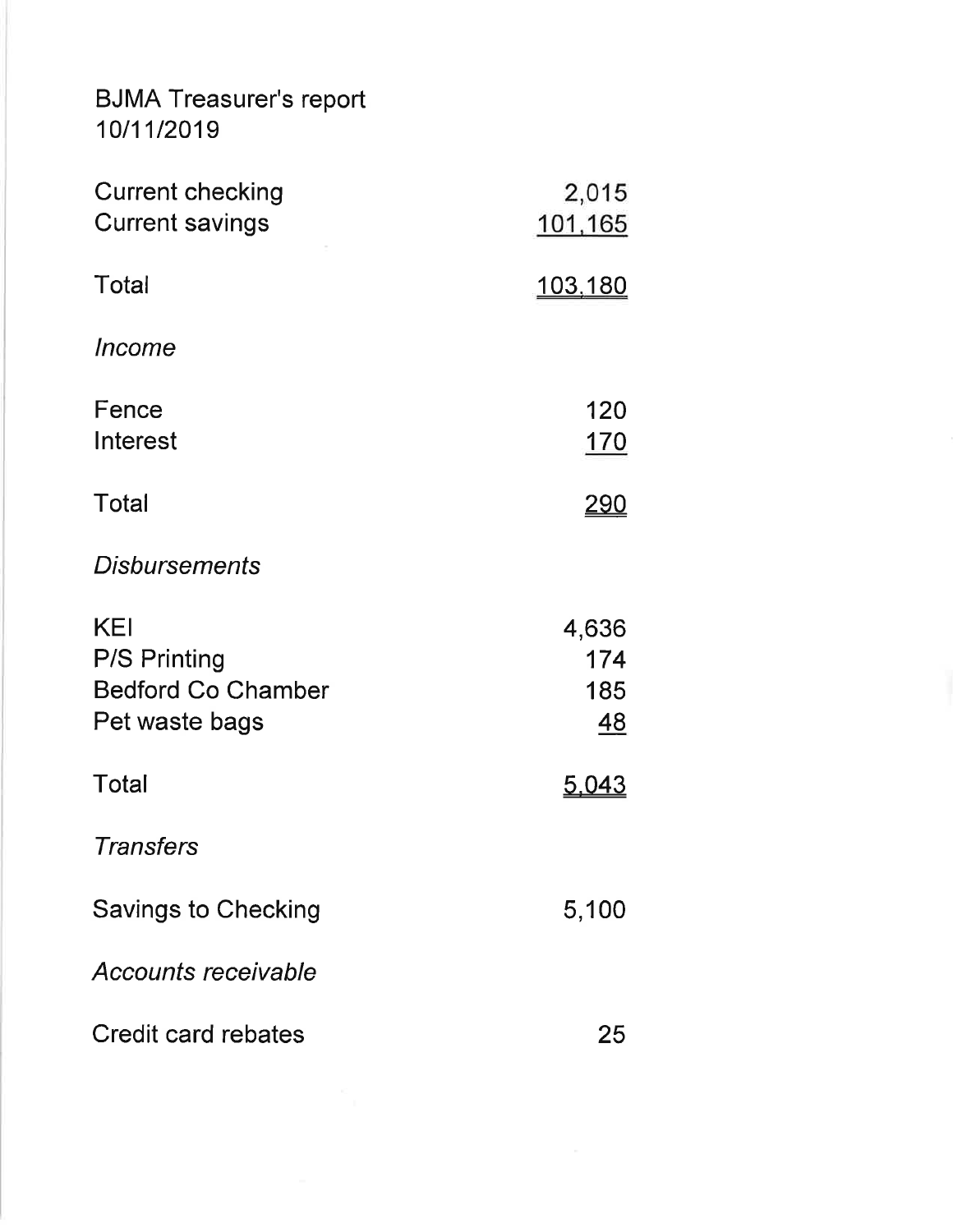BJMA Treasurer's report
10/11/2019

| | |
|---|---|
| Current checking | 2,015 |
| Current savings | 101,165 |
| Total | 103,180 |
| *Income* | |
| Fence | 120 |
| Interest | 170 |
| Total | 290 |
| *Disbursements* | |
| KEI | 4,636 |
| P/S Printing | 174 |
| Bedford Co Chamber | 185 |
| Pet waste bags | 48 |
| Total | 5,043 |
| *Transfers* | |
| Savings to Checking | 5,100 |
| *Accounts receivable* | |
| Credit card rebates | 25 |